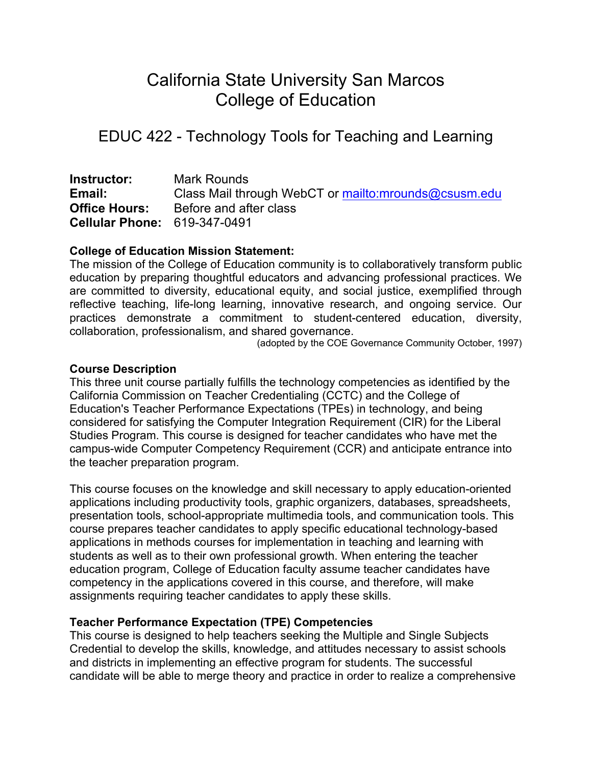# California State University San Marcos
# College of Education

## EDUC 422 - Technology Tools for Teaching and Learning

**Instructor:** Mark Rounds
**Email:** Class Mail through WebCT or mailto:mrounds@csusm.edu
**Office Hours:** Before and after class
**Cellular Phone:** 619-347-0491

**College of Education Mission Statement:**
The mission of the College of Education community is to collaboratively transform public education by preparing thoughtful educators and advancing professional practices. We are committed to diversity, educational equity, and social justice, exemplified through reflective teaching, life-long learning, innovative research, and ongoing service. Our practices demonstrate a commitment to student-centered education, diversity, collaboration, professionalism, and shared governance.
(adopted by the COE Governance Community October, 1997)

**Course Description**
This three unit course partially fulfills the technology competencies as identified by the California Commission on Teacher Credentialing (CCTC) and the College of Education's Teacher Performance Expectations (TPEs) in technology, and being considered for satisfying the Computer Integration Requirement (CIR) for the Liberal Studies Program. This course is designed for teacher candidates who have met the campus-wide Computer Competency Requirement (CCR) and anticipate entrance into the teacher preparation program.

This course focuses on the knowledge and skill necessary to apply education-oriented applications including productivity tools, graphic organizers, databases, spreadsheets, presentation tools, school-appropriate multimedia tools, and communication tools. This course prepares teacher candidates to apply specific educational technology-based applications in methods courses for implementation in teaching and learning with students as well as to their own professional growth. When entering the teacher education program, College of Education faculty assume teacher candidates have competency in the applications covered in this course, and therefore, will make assignments requiring teacher candidates to apply these skills.

**Teacher Performance Expectation (TPE) Competencies**
This course is designed to help teachers seeking the Multiple and Single Subjects Credential to develop the skills, knowledge, and attitudes necessary to assist schools and districts in implementing an effective program for students. The successful candidate will be able to merge theory and practice in order to realize a comprehensive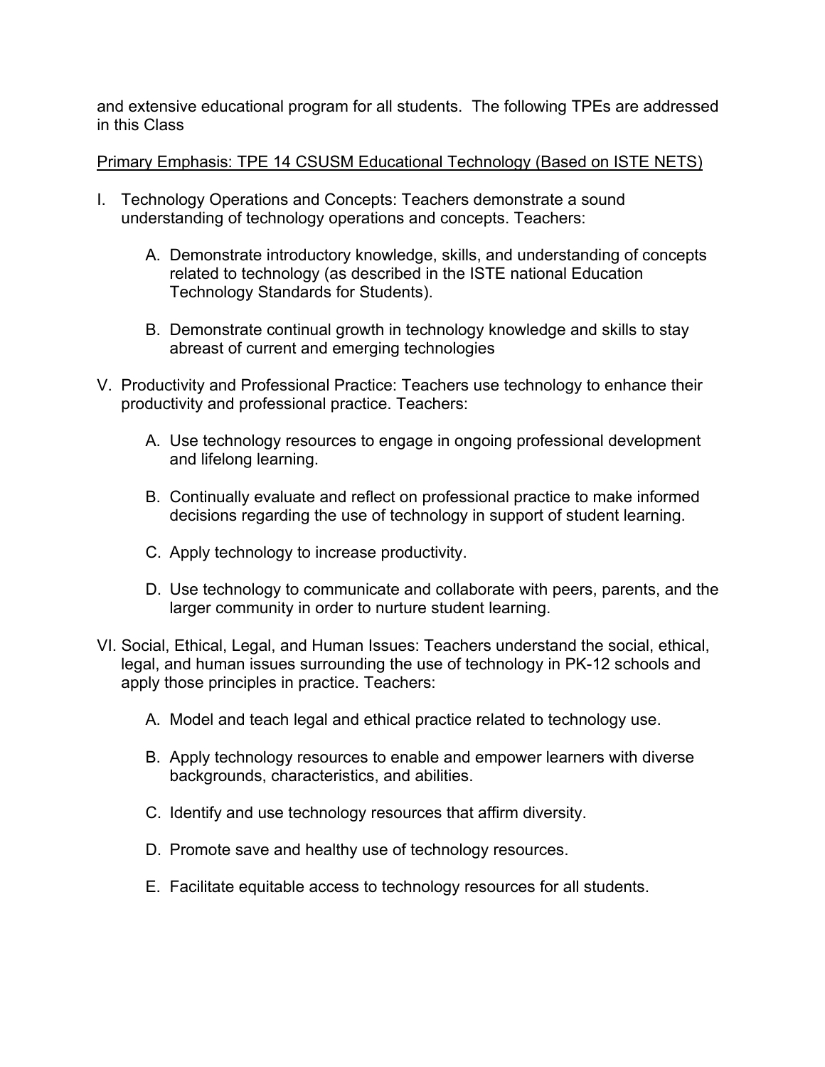and extensive educational program for all students. The following TPEs are addressed in this Class

<u>Primary Emphasis: TPE 14 CSUSM Educational Technology (Based on ISTE NETS)</u>

I. Technology Operations and Concepts: Teachers demonstrate a sound understanding of technology operations and concepts. Teachers:

   A. Demonstrate introductory knowledge, skills, and understanding of concepts related to technology (as described in the ISTE national Education Technology Standards for Students).

   B. Demonstrate continual growth in technology knowledge and skills to stay abreast of current and emerging technologies

V. Productivity and Professional Practice: Teachers use technology to enhance their productivity and professional practice. Teachers:

   A. Use technology resources to engage in ongoing professional development and lifelong learning.

   B. Continually evaluate and reflect on professional practice to make informed decisions regarding the use of technology in support of student learning.

   C. Apply technology to increase productivity.

   D. Use technology to communicate and collaborate with peers, parents, and the larger community in order to nurture student learning.

VI. Social, Ethical, Legal, and Human Issues: Teachers understand the social, ethical, legal, and human issues surrounding the use of technology in PK-12 schools and apply those principles in practice. Teachers:

   A. Model and teach legal and ethical practice related to technology use.

   B. Apply technology resources to enable and empower learners with diverse backgrounds, characteristics, and abilities.

   C. Identify and use technology resources that affirm diversity.

   D. Promote save and healthy use of technology resources.

   E. Facilitate equitable access to technology resources for all students.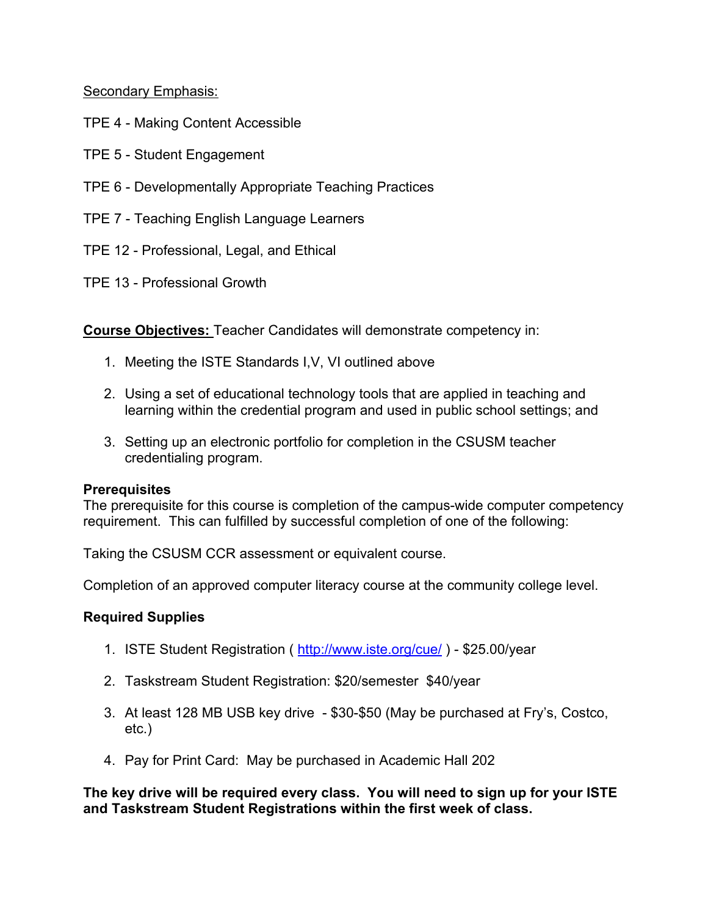<u>Secondary Emphasis:</u>

TPE 4 - Making Content Accessible

TPE 5 - Student Engagement

TPE 6 - Developmentally Appropriate Teaching Practices

TPE 7 - Teaching English Language Learners

TPE 12 - Professional, Legal, and Ethical

TPE 13 - Professional Growth

**<u>Course Objectives:</u>** Teacher Candidates will demonstrate competency in:

1. Meeting the ISTE Standards I,V, VI outlined above
2. Using a set of educational technology tools that are applied in teaching and learning within the credential program and used in public school settings; and
3. Setting up an electronic portfolio for completion in the CSUSM teacher credentialing program.

**Prerequisites**

The prerequisite for this course is completion of the campus-wide computer competency requirement. This can fulfilled by successful completion of one of the following:

Taking the CSUSM CCR assessment or equivalent course.

Completion of an approved computer literacy course at the community college level.

**Required Supplies**

1. ISTE Student Registration ( http://www.iste.org/cue/ ) - $25.00/year
2. Taskstream Student Registration: $20/semester $40/year
3. At least 128 MB USB key drive - $30-$50 (May be purchased at Fry's, Costco, etc.)
4. Pay for Print Card: May be purchased in Academic Hall 202

**The key drive will be required every class. You will need to sign up for your ISTE and Taskstream Student Registrations within the first week of class.**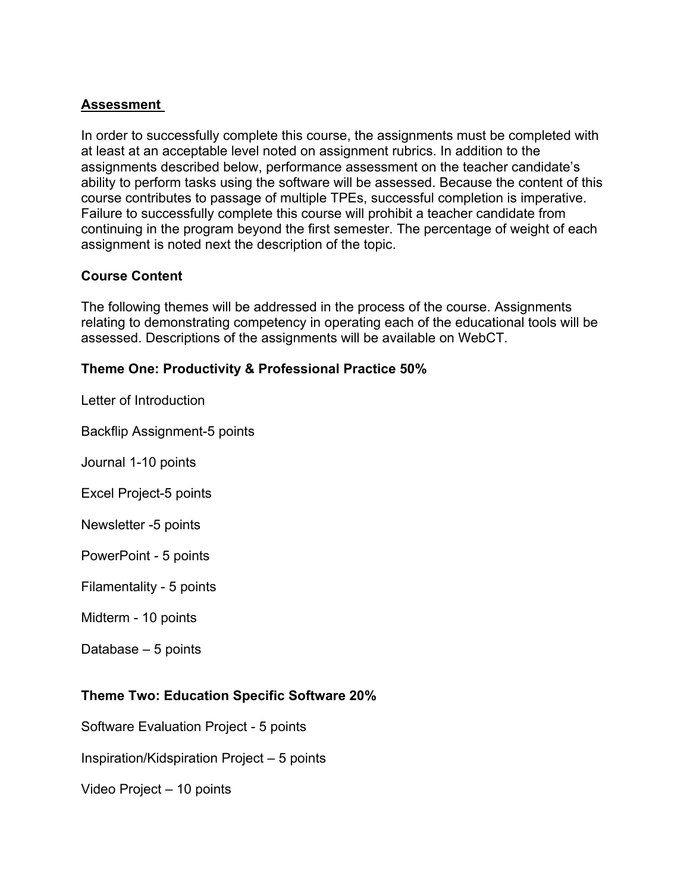## Assessment

In order to successfully complete this course, the assignments must be completed with at least at an acceptable level noted on assignment rubrics. In addition to the assignments described below, performance assessment on the teacher candidate's ability to perform tasks using the software will be assessed. Because the content of this course contributes to passage of multiple TPEs, successful completion is imperative. Failure to successfully complete this course will prohibit a teacher candidate from continuing in the program beyond the first semester. The percentage of weight of each assignment is noted next the description of the topic.

### Course Content

The following themes will be addressed in the process of the course. Assignments relating to demonstrating competency in operating each of the educational tools will be assessed. Descriptions of the assignments will be available on WebCT.

### Theme One: Productivity & Professional Practice 50%

Letter of Introduction

Backflip Assignment-5 points

Journal 1-10 points

Excel Project-5 points

Newsletter -5 points

PowerPoint - 5 points

Filamentality - 5 points

Midterm - 10 points

Database – 5 points

### Theme Two: Education Specific Software 20%

Software Evaluation Project - 5 points

Inspiration/Kidspiration Project – 5 points

Video Project – 10 points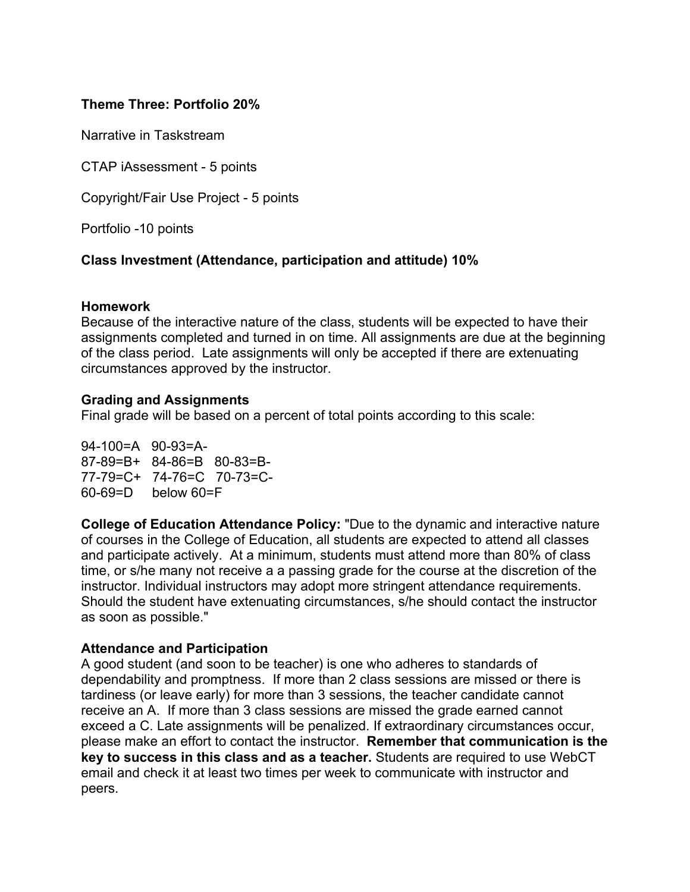**Theme Three: Portfolio 20%**

Narrative in Taskstream

CTAP iAssessment - 5 points

Copyright/Fair Use Project - 5 points

Portfolio -10 points

**Class Investment (Attendance, participation and attitude) 10%**

**Homework**
Because of the interactive nature of the class, students will be expected to have their assignments completed and turned in on time. All assignments are due at the beginning of the class period. Late assignments will only be accepted if there are extenuating circumstances approved by the instructor.

**Grading and Assignments**
Final grade will be based on a percent of total points according to this scale:

94-100=A 90-93=A-
87-89=B+ 84-86=B 80-83=B-
77-79=C+ 74-76=C 70-73=C-
60-69=D below 60=F

**College of Education Attendance Policy:** "Due to the dynamic and interactive nature of courses in the College of Education, all students are expected to attend all classes and participate actively. At a minimum, students must attend more than 80% of class time, or s/he many not receive a a passing grade for the course at the discretion of the instructor. Individual instructors may adopt more stringent attendance requirements. Should the student have extenuating circumstances, s/he should contact the instructor as soon as possible."

**Attendance and Participation**
A good student (and soon to be teacher) is one who adheres to standards of dependability and promptness. If more than 2 class sessions are missed or there is tardiness (or leave early) for more than 3 sessions, the teacher candidate cannot receive an A. If more than 3 class sessions are missed the grade earned cannot exceed a C. Late assignments will be penalized. If extraordinary circumstances occur, please make an effort to contact the instructor. **Remember that communication is the key to success in this class and as a teacher.** Students are required to use WebCT email and check it at least two times per week to communicate with instructor and peers.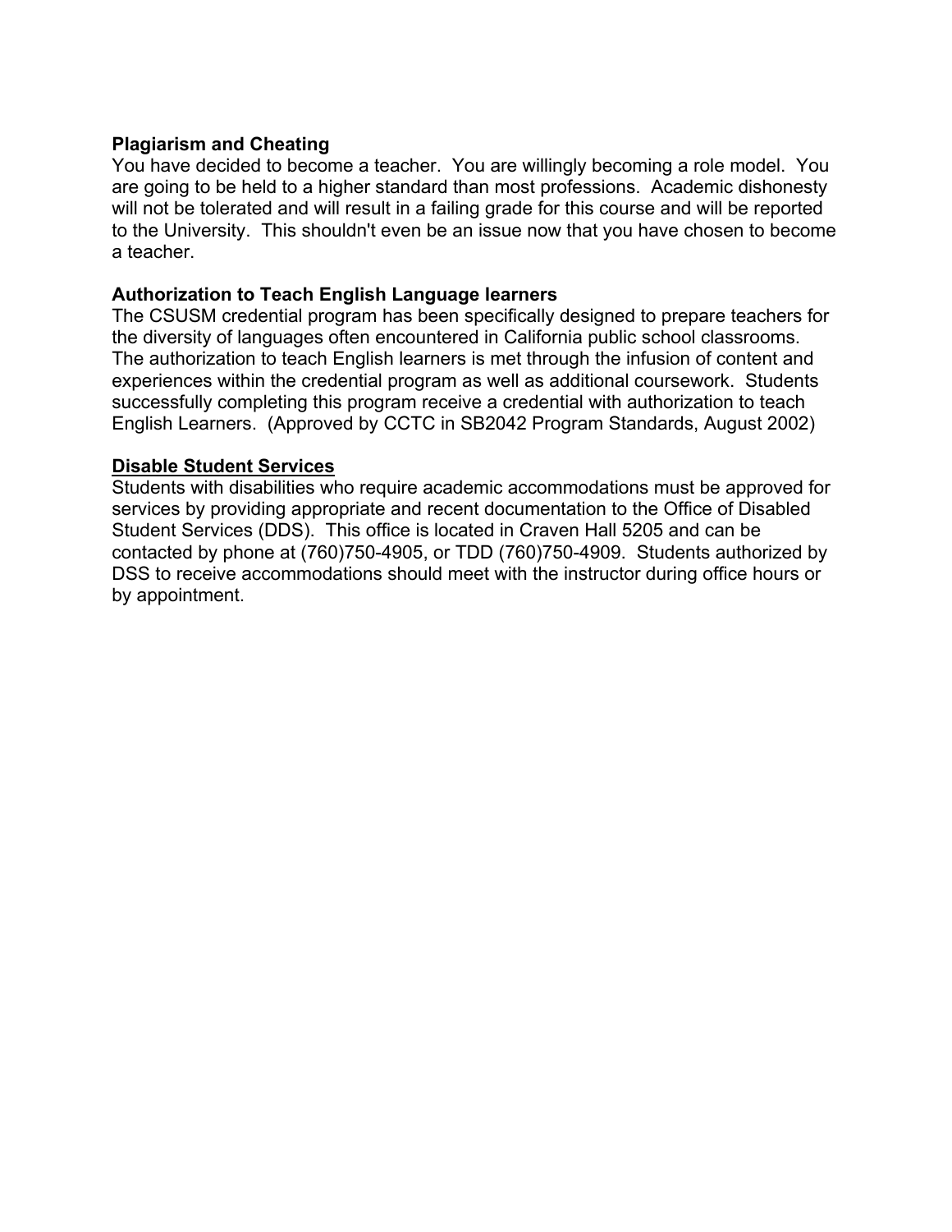**Plagiarism and Cheating**

You have decided to become a teacher. You are willingly becoming a role model. You are going to be held to a higher standard than most professions. Academic dishonesty will not be tolerated and will result in a failing grade for this course and will be reported to the University. This shouldn't even be an issue now that you have chosen to become a teacher.

**Authorization to Teach English Language learners**

The CSUSM credential program has been specifically designed to prepare teachers for the diversity of languages often encountered in California public school classrooms. The authorization to teach English learners is met through the infusion of content and experiences within the credential program as well as additional coursework. Students successfully completing this program receive a credential with authorization to teach English Learners. (Approved by CCTC in SB2042 Program Standards, August 2002)

**Disable Student Services**

Students with disabilities who require academic accommodations must be approved for services by providing appropriate and recent documentation to the Office of Disabled Student Services (DDS). This office is located in Craven Hall 5205 and can be contacted by phone at (760)750-4905, or TDD (760)750-4909. Students authorized by DSS to receive accommodations should meet with the instructor during office hours or by appointment.